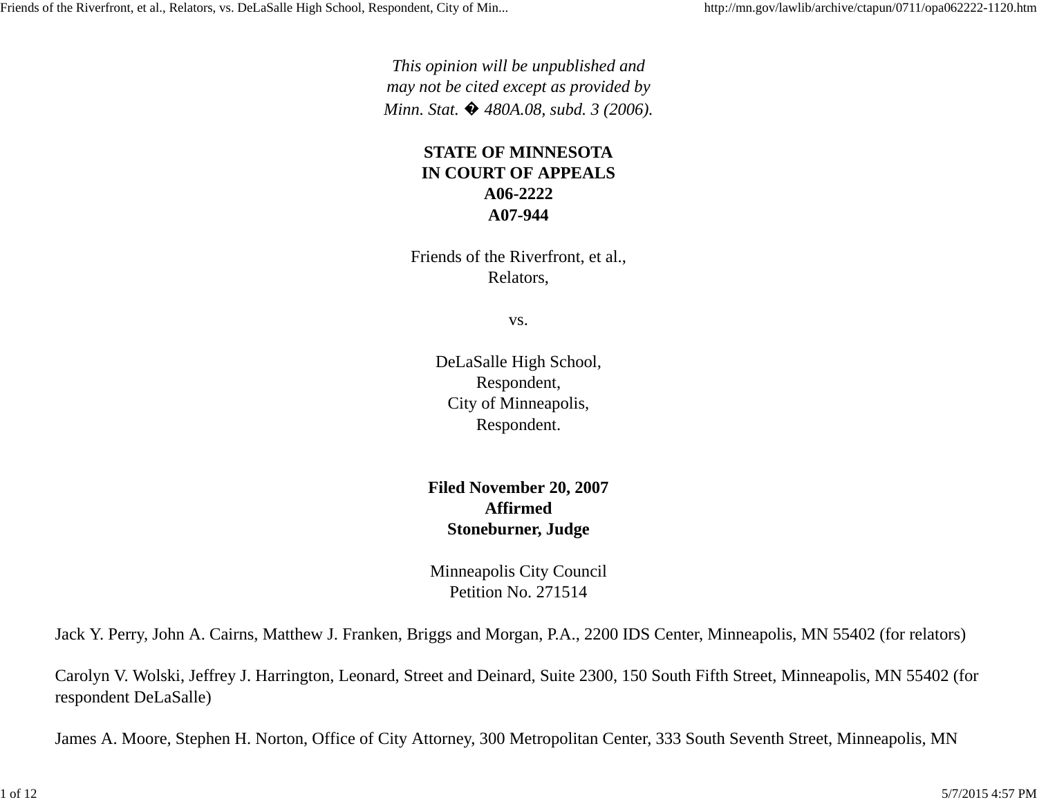*This opinion will be unpublished and may not be cited except as provided by Minn. Stat. � 480A.08, subd. 3 (2006).*

**STATE OF MINNESOTA**
**IN COURT OF APPEALS**
**A06-2222**
**A07-944**

Friends of the Riverfront, et al.,
Relators,

vs.

DeLaSalle High School,
Respondent,
City of Minneapolis,
Respondent.

**Filed November 20, 2007**
**Affirmed**
**Stoneburner, Judge**

Minneapolis City Council
Petition No. 271514

Jack Y. Perry, John A. Cairns, Matthew J. Franken, Briggs and Morgan, P.A., 2200 IDS Center, Minneapolis, MN 55402 (for relators)

Carolyn V. Wolski, Jeffrey J. Harrington, Leonard, Street and Deinard, Suite 2300, 150 South Fifth Street, Minneapolis, MN 55402 (for respondent DeLaSalle)

James A. Moore, Stephen H. Norton, Office of City Attorney, 300 Metropolitan Center, 333 South Seventh Street, Minneapolis, MN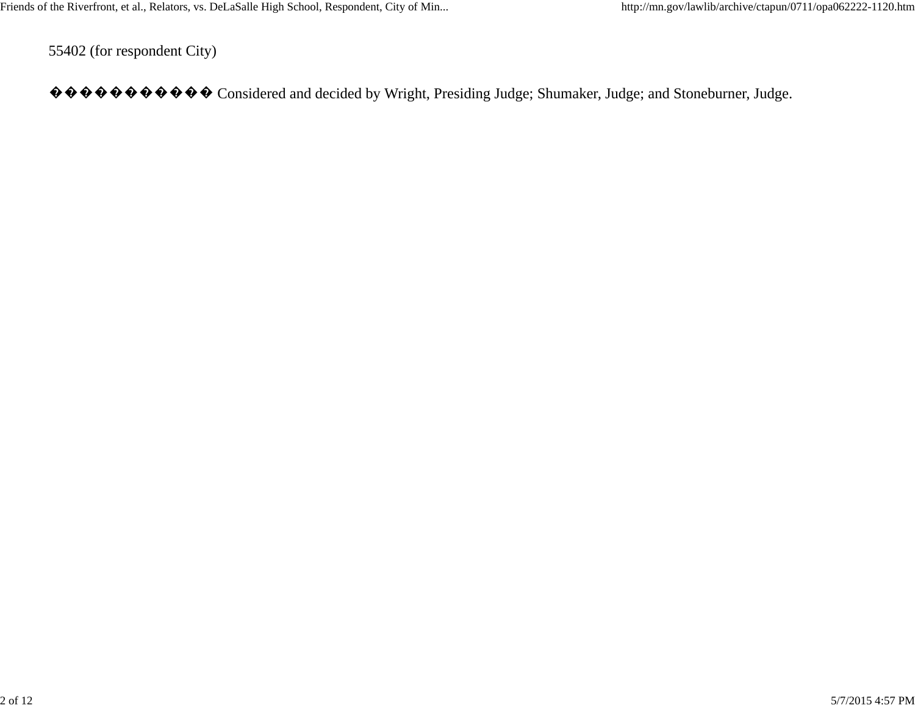55402 (for respondent City)

Considered and decided by Wright, Presiding Judge; Shumaker, Judge; and Stoneburner, Judge.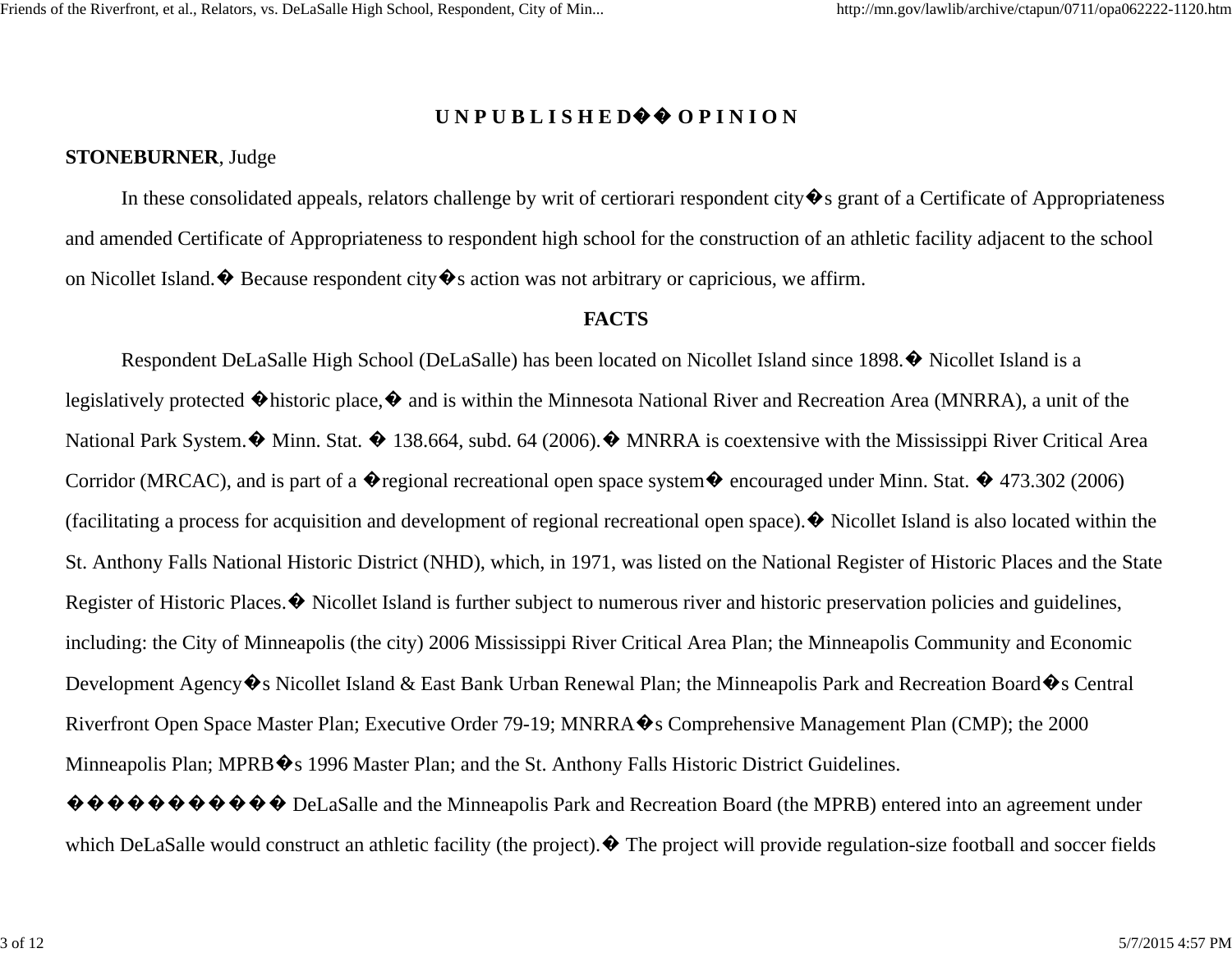**U N P U B L I S H E D O P I N I O N**

**STONEBURNER**, Judge

In these consolidated appeals, relators challenge by writ of certiorari respondent city's grant of a Certificate of Appropriateness and amended Certificate of Appropriateness to respondent high school for the construction of an athletic facility adjacent to the school on Nicollet Island. Because respondent city's action was not arbitrary or capricious, we affirm.

**FACTS**

Respondent DeLaSalle High School (DeLaSalle) has been located on Nicollet Island since 1898. Nicollet Island is a legislatively protected "historic place," and is within the Minnesota National River and Recreation Area (MNRRA), a unit of the National Park System. Minn. Stat. § 138.664, subd. 64 (2006). MNRRA is coextensive with the Mississippi River Critical Area Corridor (MRCAC), and is part of a "regional recreational open space system" encouraged under Minn. Stat. § 473.302 (2006) (facilitating a process for acquisition and development of regional recreational open space). Nicollet Island is also located within the St. Anthony Falls National Historic District (NHD), which, in 1971, was listed on the National Register of Historic Places and the State Register of Historic Places. Nicollet Island is further subject to numerous river and historic preservation policies and guidelines, including: the City of Minneapolis (the city) 2006 Mississippi River Critical Area Plan; the Minneapolis Community and Economic Development Agency's Nicollet Island & East Bank Urban Renewal Plan; the Minneapolis Park and Recreation Board's Central Riverfront Open Space Master Plan; Executive Order 79-19; MNRRA's Comprehensive Management Plan (CMP); the 2000 Minneapolis Plan; MPRB's 1996 Master Plan; and the St. Anthony Falls Historic District Guidelines.

DeLaSalle and the Minneapolis Park and Recreation Board (the MPRB) entered into an agreement under which DeLaSalle would construct an athletic facility (the project). The project will provide regulation-size football and soccer fields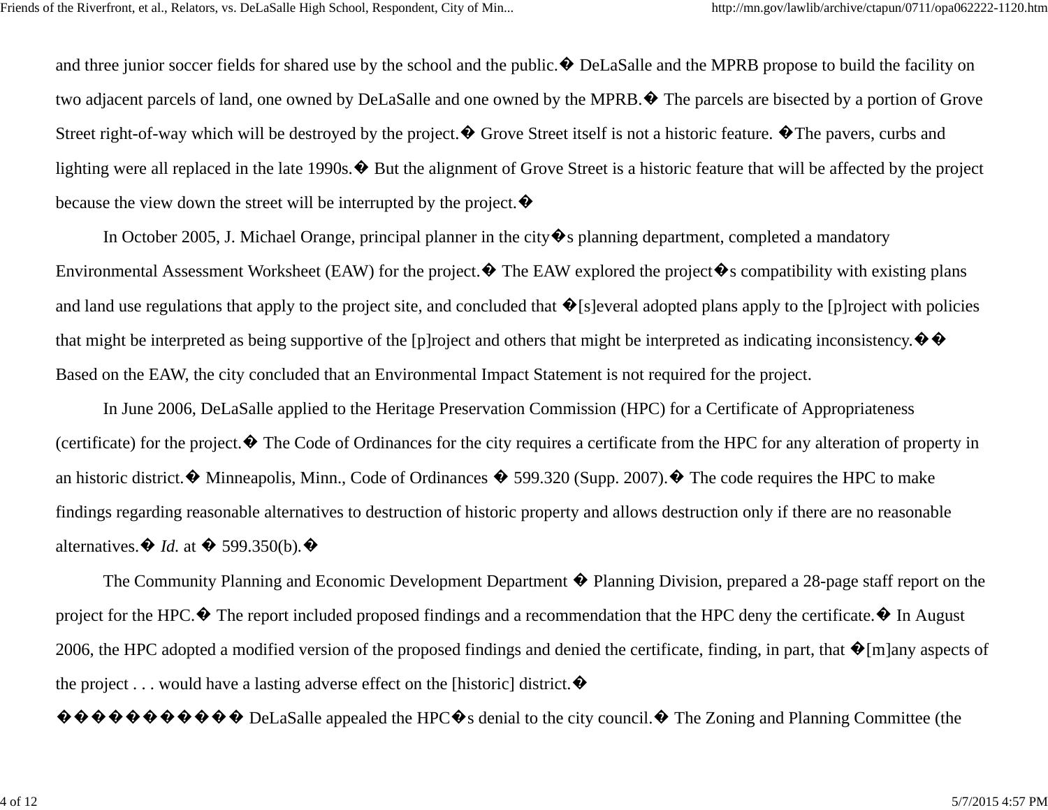and three junior soccer fields for shared use by the school and the public.� DeLaSalle and the MPRB propose to build the facility on two adjacent parcels of land, one owned by DeLaSalle and one owned by the MPRB.� The parcels are bisected by a portion of Grove Street right-of-way which will be destroyed by the project.� Grove Street itself is not a historic feature. �The pavers, curbs and lighting were all replaced in the late 1990s.� But the alignment of Grove Street is a historic feature that will be affected by the project because the view down the street will be interrupted by the project.�

In October 2005, J. Michael Orange, principal planner in the city�s planning department, completed a mandatory Environmental Assessment Worksheet (EAW) for the project.� The EAW explored the project�s compatibility with existing plans and land use regulations that apply to the project site, and concluded that �[s]everal adopted plans apply to the [p]roject with policies that might be interpreted as being supportive of the [p]roject and others that might be interpreted as indicating inconsistency.�� Based on the EAW, the city concluded that an Environmental Impact Statement is not required for the project.

In June 2006, DeLaSalle applied to the Heritage Preservation Commission (HPC) for a Certificate of Appropriateness (certificate) for the project.� The Code of Ordinances for the city requires a certificate from the HPC for any alteration of property in an historic district.� Minneapolis, Minn., Code of Ordinances � 599.320 (Supp. 2007).� The code requires the HPC to make findings regarding reasonable alternatives to destruction of historic property and allows destruction only if there are no reasonable alternatives.� *Id.* at � 599.350(b).�

The Community Planning and Economic Development Department � Planning Division, prepared a 28-page staff report on the project for the HPC.� The report included proposed findings and a recommendation that the HPC deny the certificate.� In August 2006, the HPC adopted a modified version of the proposed findings and denied the certificate, finding, in part, that �[m]any aspects of the project . . . would have a lasting adverse effect on the [historic] district.�

����������� DeLaSalle appealed the HPC�s denial to the city council.� The Zoning and Planning Committee (the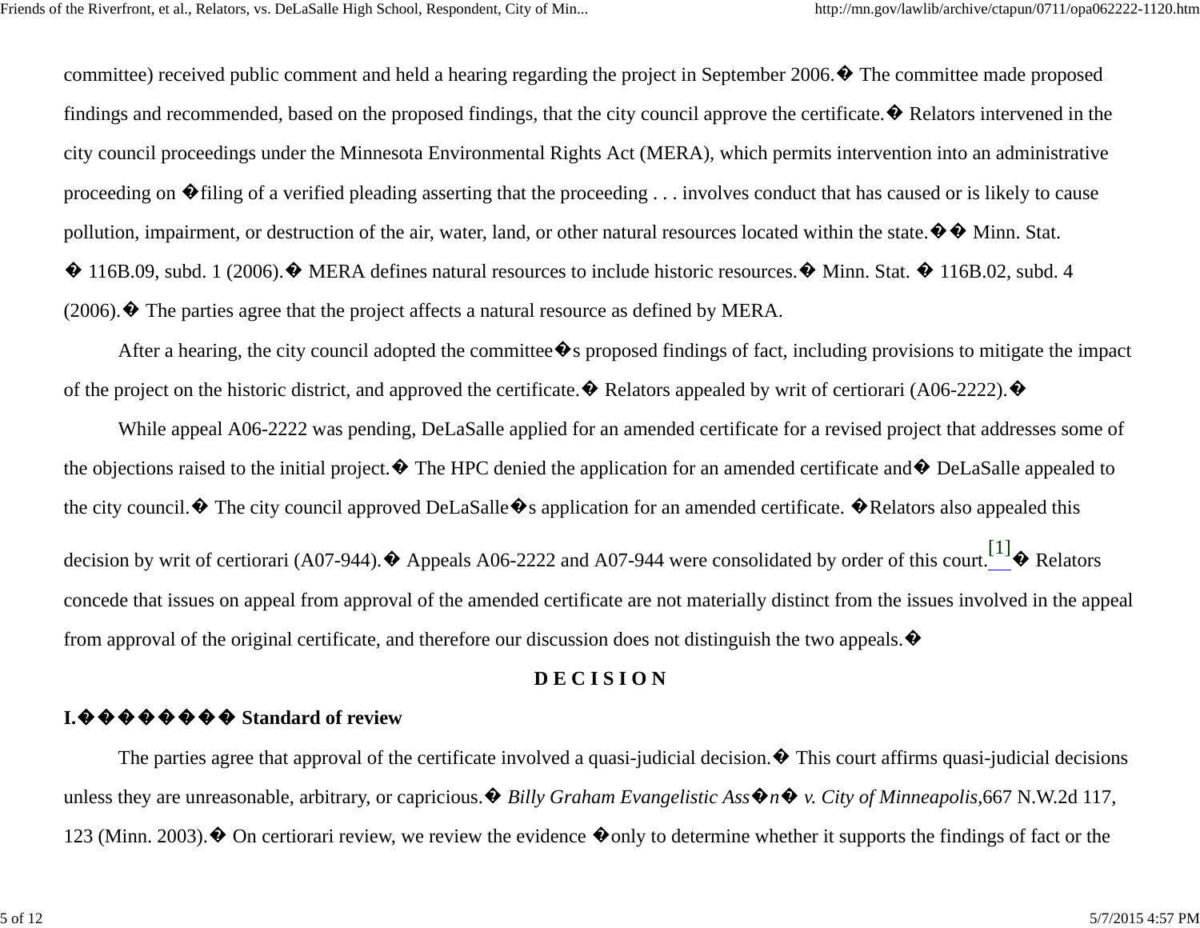committee) received public comment and held a hearing regarding the project in September 2006.� The committee made proposed findings and recommended, based on the proposed findings, that the city council approve the certificate.� Relators intervened in the city council proceedings under the Minnesota Environmental Rights Act (MERA), which permits intervention into an administrative proceeding on �filing of a verified pleading asserting that the proceeding . . . involves conduct that has caused or is likely to cause pollution, impairment, or destruction of the air, water, land, or other natural resources located within the state.�� Minn. Stat. � 116B.09, subd. 1 (2006).� MERA defines natural resources to include historic resources.� Minn. Stat. � 116B.02, subd. 4 (2006).� The parties agree that the project affects a natural resource as defined by MERA.

After a hearing, the city council adopted the committee�s proposed findings of fact, including provisions to mitigate the impact of the project on the historic district, and approved the certificate.� Relators appealed by writ of certiorari (A06-2222).�

While appeal A06-2222 was pending, DeLaSalle applied for an amended certificate for a revised project that addresses some of the objections raised to the initial project.� The HPC denied the application for an amended certificate and� DeLaSalle appealed to the city council.� The city council approved DeLaSalle�s application for an amended certificate. �Relators also appealed this decision by writ of certiorari (A07-944).� Appeals A06-2222 and A07-944 were consolidated by order of this court.[1]� Relators concede that issues on appeal from approval of the amended certificate are not materially distinct from the issues involved in the appeal from approval of the original certificate, and therefore our discussion does not distinguish the two appeals.�

## D E C I S I O N

**I.�������� Standard of review**

The parties agree that approval of the certificate involved a quasi-judicial decision.� This court affirms quasi-judicial decisions unless they are unreasonable, arbitrary, or capricious.� *Billy Graham Evangelistic Ass�n� v. City of Minneapolis*,667 N.W.2d 117, 123 (Minn. 2003).� On certiorari review, we review the evidence �only to determine whether it supports the findings of fact or the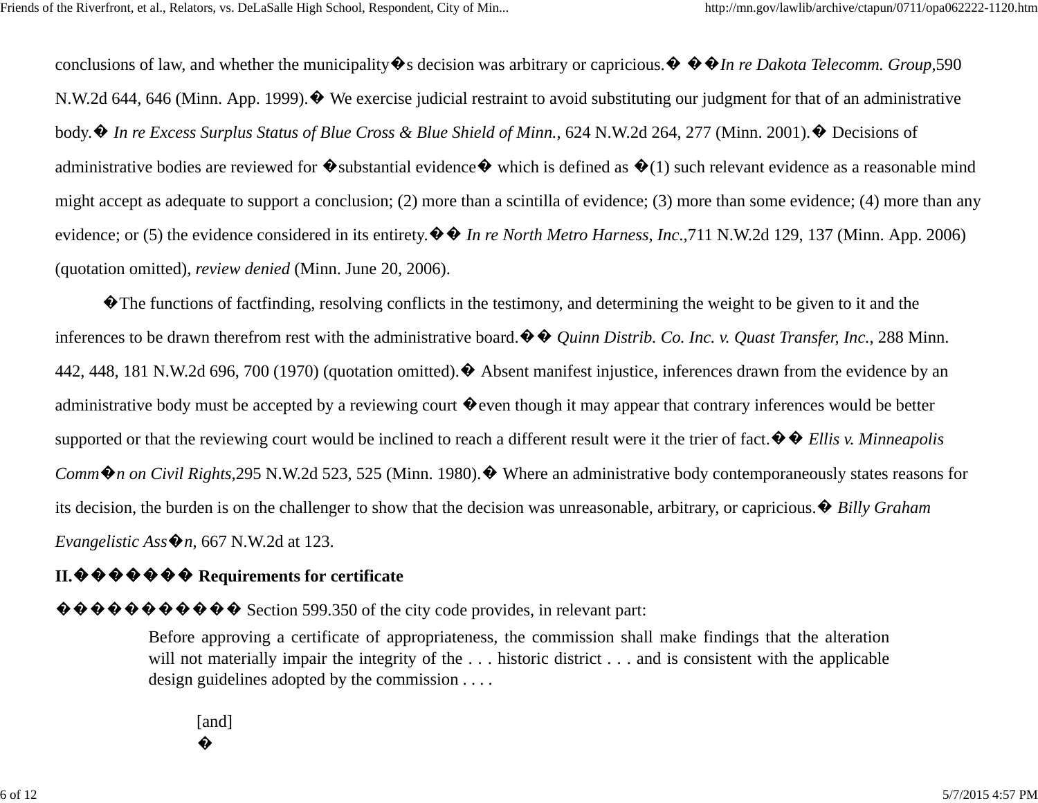conclusions of law, and whether the municipality's decision was arbitrary or capricious." *In re Dakota Telecomm. Group*, 590 N.W.2d 644, 646 (Minn. App. 1999). We exercise judicial restraint to avoid substituting our judgment for that of an administrative body. *In re Excess Surplus Status of Blue Cross & Blue Shield of Minn.*, 624 N.W.2d 264, 277 (Minn. 2001). Decisions of administrative bodies are reviewed for "substantial evidence" which is defined as "(1) such relevant evidence as a reasonable mind might accept as adequate to support a conclusion; (2) more than a scintilla of evidence; (3) more than some evidence; (4) more than any evidence; or (5) the evidence considered in its entirety." *In re North Metro Harness, Inc.*, 711 N.W.2d 129, 137 (Minn. App. 2006) (quotation omitted), *review denied* (Minn. June 20, 2006).

"The functions of factfinding, resolving conflicts in the testimony, and determining the weight to be given to it and the inferences to be drawn therefrom rest with the administrative board." *Quinn Distrib. Co. Inc. v. Quast Transfer, Inc.*, 288 Minn. 442, 448, 181 N.W.2d 696, 700 (1970) (quotation omitted). Absent manifest injustice, inferences drawn from the evidence by an administrative body must be accepted by a reviewing court "even though it may appear that contrary inferences would be better supported or that the reviewing court would be inclined to reach a different result were it the trier of fact." *Ellis v. Minneapolis Comm'n on Civil Rights*, 295 N.W.2d 523, 525 (Minn. 1980). Where an administrative body contemporaneously states reasons for its decision, the burden is on the challenger to show that the decision was unreasonable, arbitrary, or capricious. *Billy Graham Evangelistic Ass'n*, 667 N.W.2d at 123.

**II. Requirements for certificate**

Section 599.350 of the city code provides, in relevant part:

> Before approving a certificate of appropriateness, the commission shall make findings that the alteration will not materially impair the integrity of the . . . historic district . . . and is consistent with the applicable design guidelines adopted by the commission . . . .
>
> [and]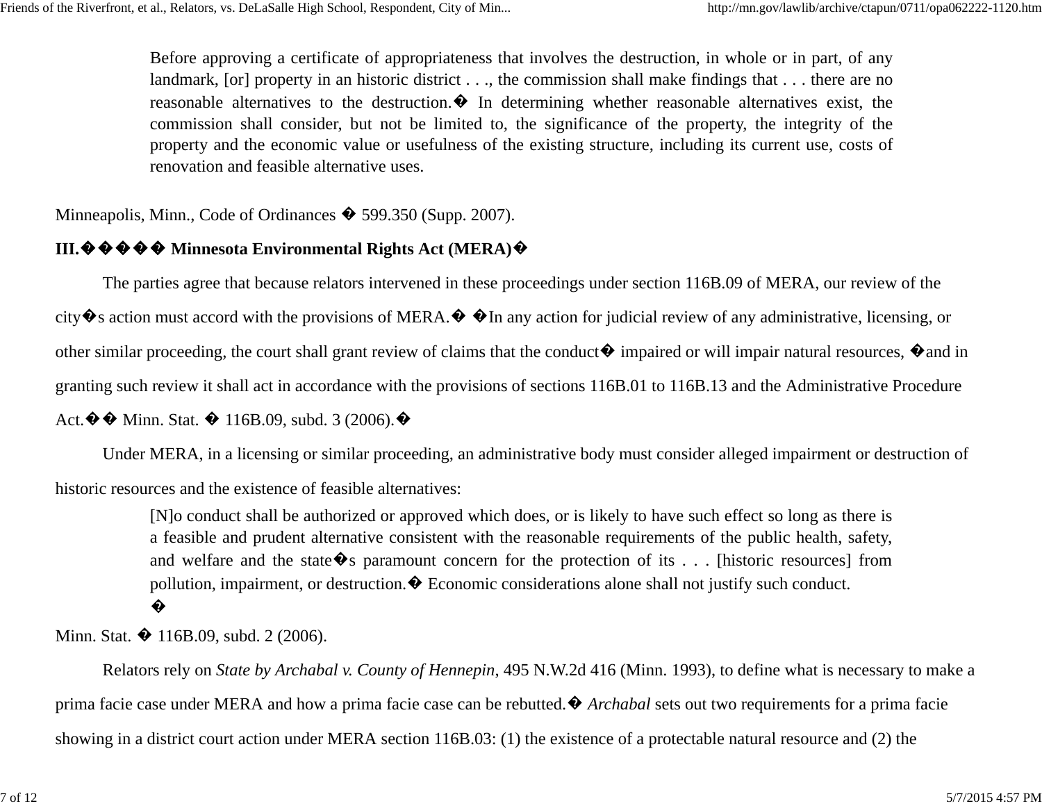> Before approving a certificate of appropriateness that involves the destruction, in whole or in part, of any landmark, [or] property in an historic district . . ., the commission shall make findings that . . . there are no reasonable alternatives to the destruction.� In determining whether reasonable alternatives exist, the commission shall consider, but not be limited to, the significance of the property, the integrity of the property and the economic value or usefulness of the existing structure, including its current use, costs of renovation and feasible alternative uses.

Minneapolis, Minn., Code of Ordinances � 599.350 (Supp. 2007).

**III.����� Minnesota Environmental Rights Act (MERA)�**

The parties agree that because relators intervened in these proceedings under section 116B.09 of MERA, our review of the city�s action must accord with the provisions of MERA.� �In any action for judicial review of any administrative, licensing, or other similar proceeding, the court shall grant review of claims that the conduct� impaired or will impair natural resources, �and in granting such review it shall act in accordance with the provisions of sections 116B.01 to 116B.13 and the Administrative Procedure Act.�� Minn. Stat. � 116B.09, subd. 3 (2006).�

Under MERA, in a licensing or similar proceeding, an administrative body must consider alleged impairment or destruction of historic resources and the existence of feasible alternatives:

> [N]o conduct shall be authorized or approved which does, or is likely to have such effect so long as there is a feasible and prudent alternative consistent with the reasonable requirements of the public health, safety, and welfare and the state�s paramount concern for the protection of its . . . [historic resources] from pollution, impairment, or destruction.� Economic considerations alone shall not justify such conduct.
>
> �

Minn. Stat. � 116B.09, subd. 2 (2006).

Relators rely on *State by Archabal v. County of Hennepin*, 495 N.W.2d 416 (Minn. 1993), to define what is necessary to make a prima facie case under MERA and how a prima facie case can be rebutted.� *Archabal* sets out two requirements for a prima facie showing in a district court action under MERA section 116B.03: (1) the existence of a protectable natural resource and (2) the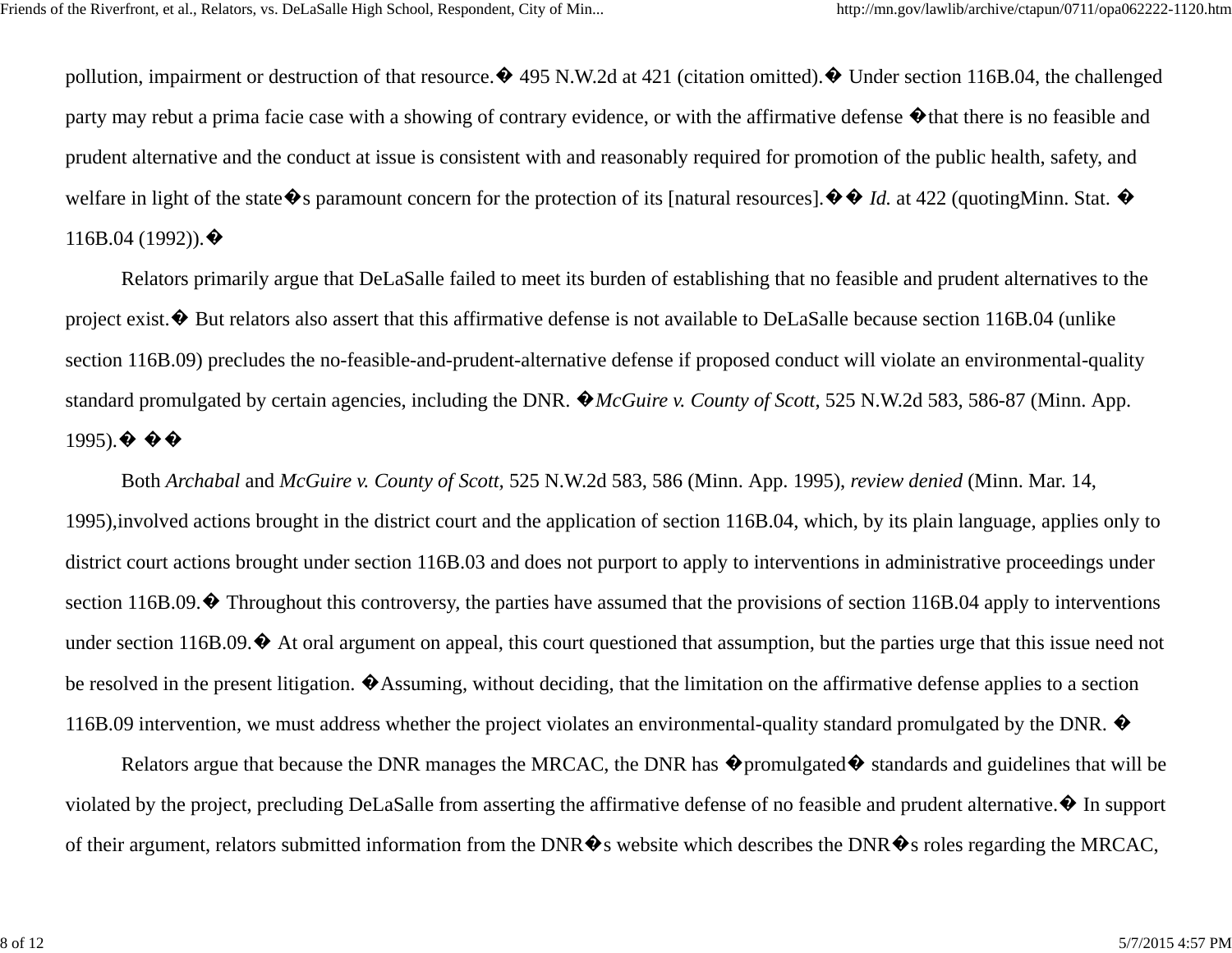pollution, impairment or destruction of that resource.� 495 N.W.2d at 421 (citation omitted).� Under section 116B.04, the challenged party may rebut a prima facie case with a showing of contrary evidence, or with the affirmative defense �that there is no feasible and prudent alternative and the conduct at issue is consistent with and reasonably required for promotion of the public health, safety, and welfare in light of the state�s paramount concern for the protection of its [natural resources].�� *Id.* at 422 (quotingMinn. Stat. � 116B.04 (1992)).�

Relators primarily argue that DeLaSalle failed to meet its burden of establishing that no feasible and prudent alternatives to the project exist.� But relators also assert that this affirmative defense is not available to DeLaSalle because section 116B.04 (unlike section 116B.09) precludes the no-feasible-and-prudent-alternative defense if proposed conduct will violate an environmental-quality standard promulgated by certain agencies, including the DNR. �*McGuire v. County of Scott*, 525 N.W.2d 583, 586-87 (Minn. App. 1995).� ��

Both *Archabal* and *McGuire v. County of Scott*, 525 N.W.2d 583, 586 (Minn. App. 1995), *review denied* (Minn. Mar. 14, 1995),involved actions brought in the district court and the application of section 116B.04, which, by its plain language, applies only to district court actions brought under section 116B.03 and does not purport to apply to interventions in administrative proceedings under section 116B.09.� Throughout this controversy, the parties have assumed that the provisions of section 116B.04 apply to interventions under section 116B.09.� At oral argument on appeal, this court questioned that assumption, but the parties urge that this issue need not be resolved in the present litigation. �Assuming, without deciding, that the limitation on the affirmative defense applies to a section 116B.09 intervention, we must address whether the project violates an environmental-quality standard promulgated by the DNR. �

Relators argue that because the DNR manages the MRCAC, the DNR has �promulgated� standards and guidelines that will be violated by the project, precluding DeLaSalle from asserting the affirmative defense of no feasible and prudent alternative.� In support of their argument, relators submitted information from the DNR�s website which describes the DNR�s roles regarding the MRCAC,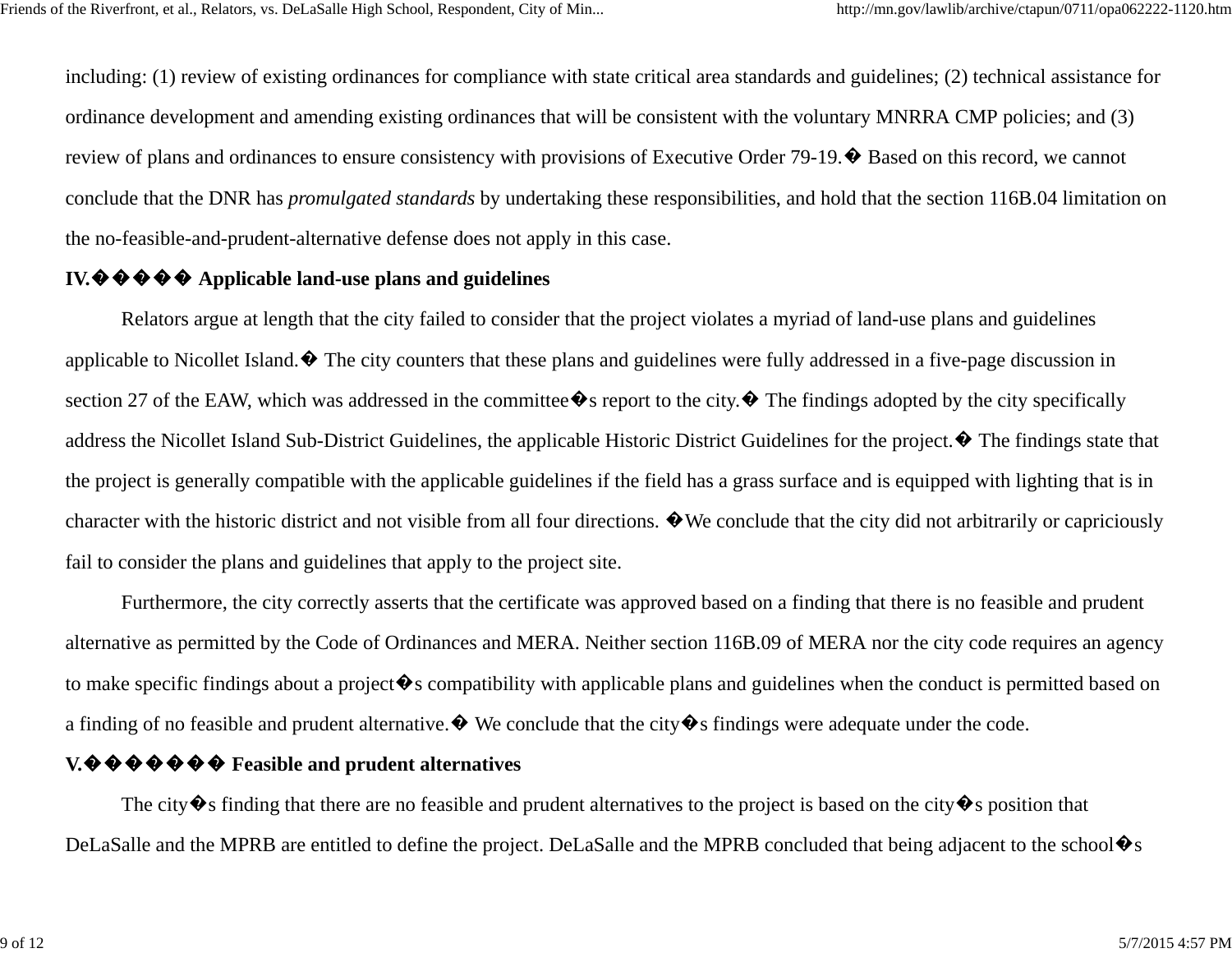including: (1) review of existing ordinances for compliance with state critical area standards and guidelines; (2) technical assistance for ordinance development and amending existing ordinances that will be consistent with the voluntary MNRRA CMP policies; and (3) review of plans and ordinances to ensure consistency with provisions of Executive Order 79-19.� Based on this record, we cannot conclude that the DNR has *promulgated standards* by undertaking these responsibilities, and hold that the section 116B.04 limitation on the no-feasible-and-prudent-alternative defense does not apply in this case.

**IV.����� Applicable land-use plans and guidelines**

Relators argue at length that the city failed to consider that the project violates a myriad of land-use plans and guidelines applicable to Nicollet Island.� The city counters that these plans and guidelines were fully addressed in a five-page discussion in section 27 of the EAW, which was addressed in the committee�s report to the city.� The findings adopted by the city specifically address the Nicollet Island Sub-District Guidelines, the applicable Historic District Guidelines for the project.� The findings state that the project is generally compatible with the applicable guidelines if the field has a grass surface and is equipped with lighting that is in character with the historic district and not visible from all four directions. �We conclude that the city did not arbitrarily or capriciously fail to consider the plans and guidelines that apply to the project site.

Furthermore, the city correctly asserts that the certificate was approved based on a finding that there is no feasible and prudent alternative as permitted by the Code of Ordinances and MERA. Neither section 116B.09 of MERA nor the city code requires an agency to make specific findings about a project�s compatibility with applicable plans and guidelines when the conduct is permitted based on a finding of no feasible and prudent alternative.� We conclude that the city�s findings were adequate under the code.

**V.������� Feasible and prudent alternatives**

The city�s finding that there are no feasible and prudent alternatives to the project is based on the city�s position that DeLaSalle and the MPRB are entitled to define the project. DeLaSalle and the MPRB concluded that being adjacent to the school�s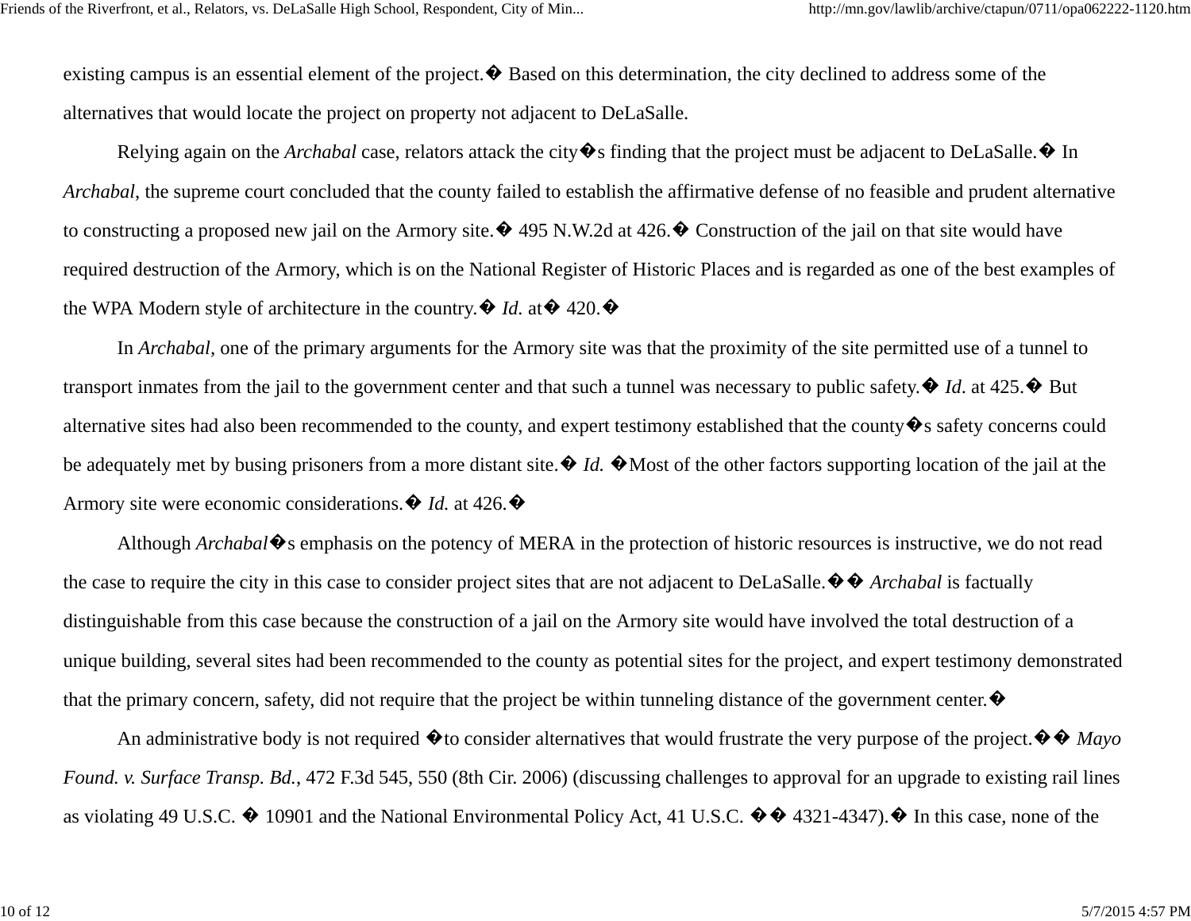existing campus is an essential element of the project.� Based on this determination, the city declined to address some of the alternatives that would locate the project on property not adjacent to DeLaSalle.

Relying again on the *Archabal* case, relators attack the city�s finding that the project must be adjacent to DeLaSalle.� In *Archabal*, the supreme court concluded that the county failed to establish the affirmative defense of no feasible and prudent alternative to constructing a proposed new jail on the Armory site.� 495 N.W.2d at 426.� Construction of the jail on that site would have required destruction of the Armory, which is on the National Register of Historic Places and is regarded as one of the best examples of the WPA Modern style of architecture in the country.� *Id.* at� 420.�

In *Archabal*, one of the primary arguments for the Armory site was that the proximity of the site permitted use of a tunnel to transport inmates from the jail to the government center and that such a tunnel was necessary to public safety.� *Id.* at 425.� But alternative sites had also been recommended to the county, and expert testimony established that the county�s safety concerns could be adequately met by busing prisoners from a more distant site.� *Id.* �Most of the other factors supporting location of the jail at the Armory site were economic considerations.� *Id.* at 426.�

Although *Archabal*�s emphasis on the potency of MERA in the protection of historic resources is instructive, we do not read the case to require the city in this case to consider project sites that are not adjacent to DeLaSalle.�� *Archabal* is factually distinguishable from this case because the construction of a jail on the Armory site would have involved the total destruction of a unique building, several sites had been recommended to the county as potential sites for the project, and expert testimony demonstrated that the primary concern, safety, did not require that the project be within tunneling distance of the government center.�

An administrative body is not required �to consider alternatives that would frustrate the very purpose of the project.�� *Mayo Found. v. Surface Transp. Bd.*, 472 F.3d 545, 550 (8th Cir. 2006) (discussing challenges to approval for an upgrade to existing rail lines as violating 49 U.S.C. � 10901 and the National Environmental Policy Act, 41 U.S.C. �� 4321-4347).� In this case, none of the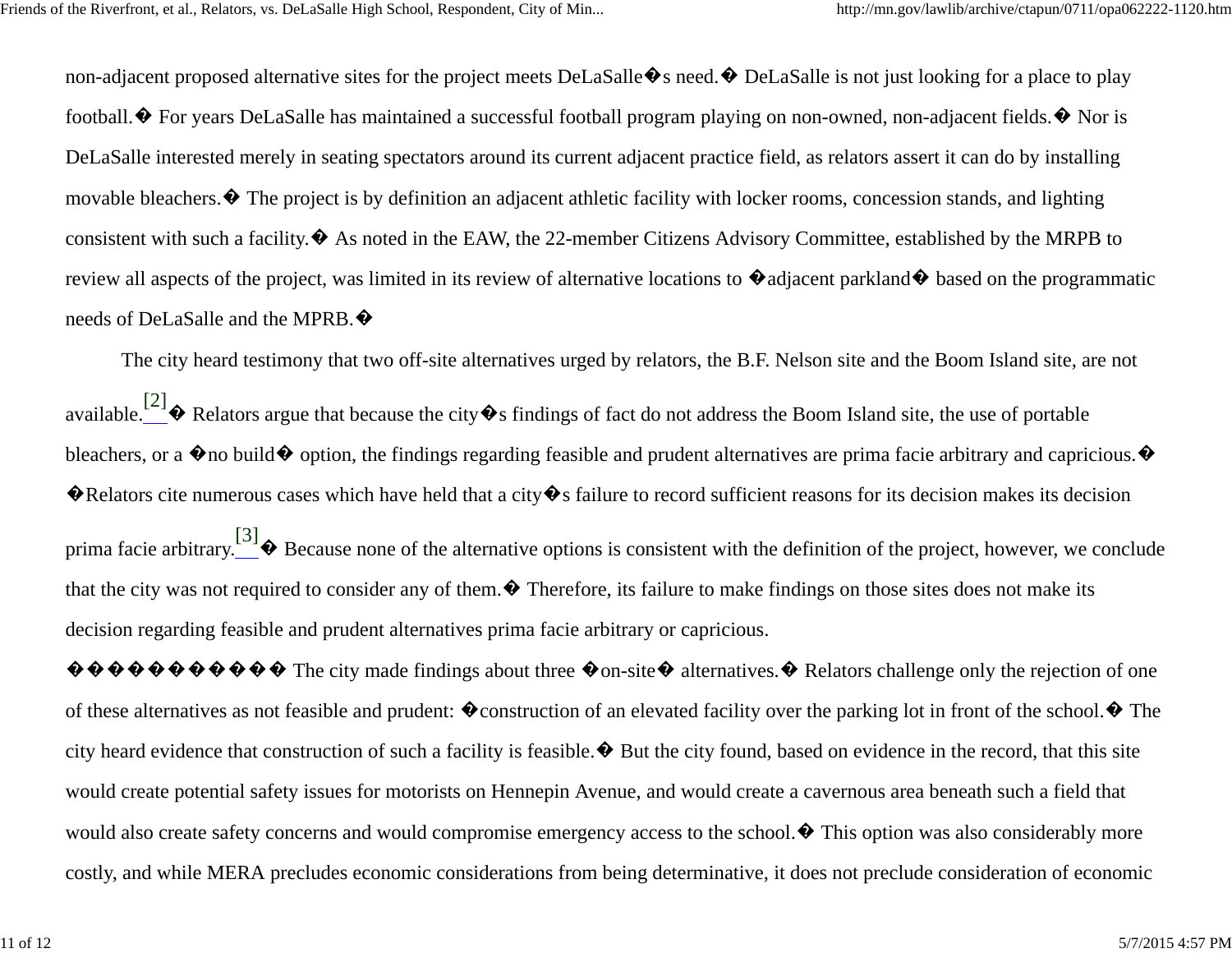non-adjacent proposed alternative sites for the project meets DeLaSalle�s need.� DeLaSalle is not just looking for a place to play football.� For years DeLaSalle has maintained a successful football program playing on non-owned, non-adjacent fields.� Nor is DeLaSalle interested merely in seating spectators around its current adjacent practice field, as relators assert it can do by installing movable bleachers.� The project is by definition an adjacent athletic facility with locker rooms, concession stands, and lighting consistent with such a facility.� As noted in the EAW, the 22-member Citizens Advisory Committee, established by the MRPB to review all aspects of the project, was limited in its review of alternative locations to �adjacent parkland� based on the programmatic needs of DeLaSalle and the MPRB.�

The city heard testimony that two off-site alternatives urged by relators, the B.F. Nelson site and the Boom Island site, are not available.[2]� Relators argue that because the city�s findings of fact do not address the Boom Island site, the use of portable bleachers, or a �no build� option, the findings regarding feasible and prudent alternatives are prima facie arbitrary and capricious.� �Relators cite numerous cases which have held that a city�s failure to record sufficient reasons for its decision makes its decision prima facie arbitrary.[3]� Because none of the alternative options is consistent with the definition of the project, however, we conclude that the city was not required to consider any of them.� Therefore, its failure to make findings on those sites does not make its decision regarding feasible and prudent alternatives prima facie arbitrary or capricious.

����������� The city made findings about three �on-site� alternatives.� Relators challenge only the rejection of one of these alternatives as not feasible and prudent: �construction of an elevated facility over the parking lot in front of the school.� The city heard evidence that construction of such a facility is feasible.� But the city found, based on evidence in the record, that this site would create potential safety issues for motorists on Hennepin Avenue, and would create a cavernous area beneath such a field that would also create safety concerns and would compromise emergency access to the school.� This option was also considerably more costly, and while MERA precludes economic considerations from being determinative, it does not preclude consideration of economic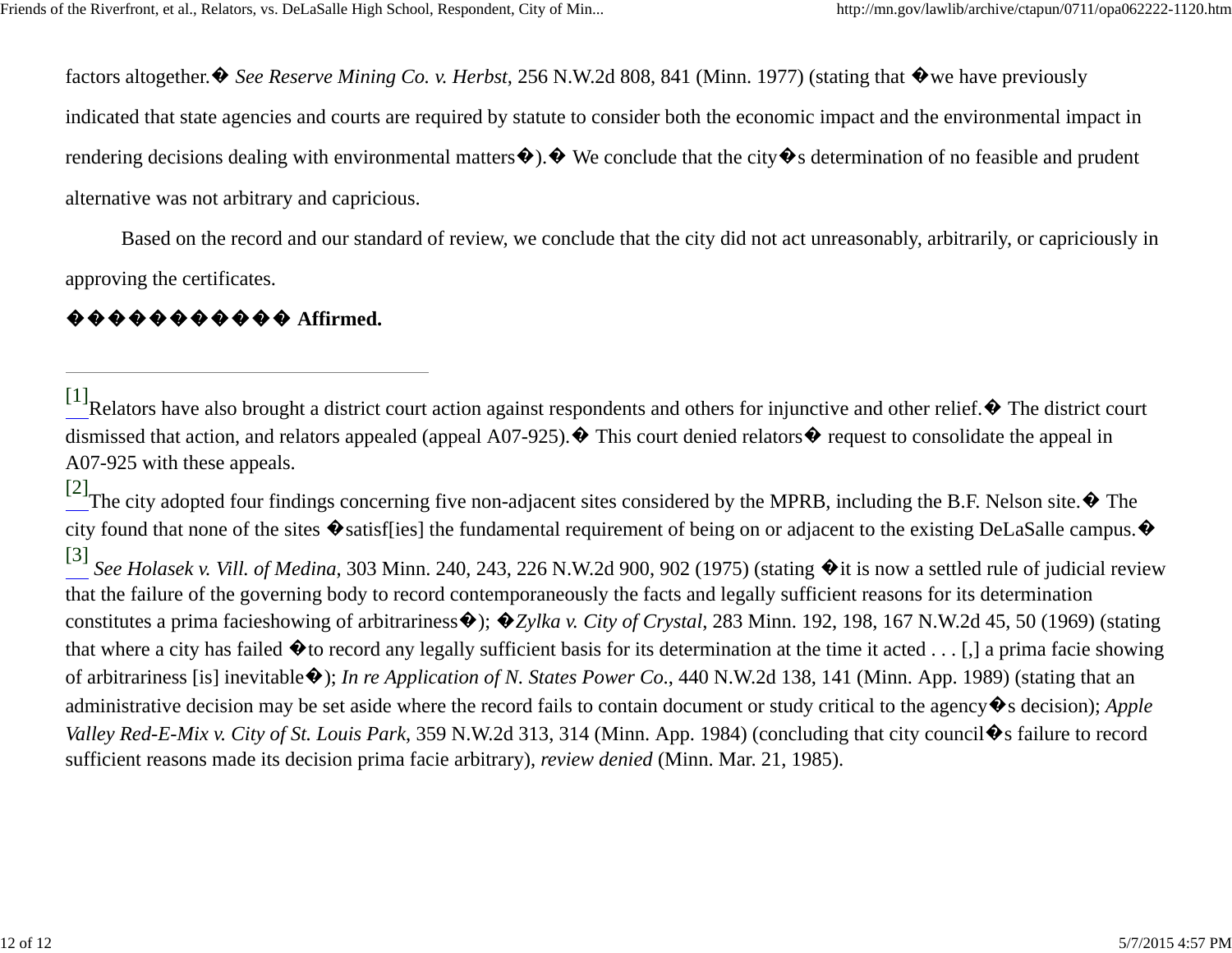factors altogether.� *See Reserve Mining Co. v. Herbst*, 256 N.W.2d 808, 841 (Minn. 1977) (stating that �we have previously indicated that state agencies and courts are required by statute to consider both the economic impact and the environmental impact in rendering decisions dealing with environmental matters�).� We conclude that the city�s determination of no feasible and prudent alternative was not arbitrary and capricious.

Based on the record and our standard of review, we conclude that the city did not act unreasonably, arbitrarily, or capriciously in approving the certificates.

����������� **Affirmed.**

---

[1] Relators have also brought a district court action against respondents and others for injunctive and other relief.� The district court dismissed that action, and relators appealed (appeal A07-925).� This court denied relators� request to consolidate the appeal in A07-925 with these appeals.

[2] The city adopted four findings concerning five non-adjacent sites considered by the MPRB, including the B.F. Nelson site.� The city found that none of the sites �satisf[ies] the fundamental requirement of being on or adjacent to the existing DeLaSalle campus.�

[3] *See Holasek v. Vill. of Medina*, 303 Minn. 240, 243, 226 N.W.2d 900, 902 (1975) (stating �it is now a settled rule of judicial review that the failure of the governing body to record contemporaneously the facts and legally sufficient reasons for its determination constitutes a prima facieshowing of arbitrariness�); �*Zylka v. City of Crystal*, 283 Minn. 192, 198, 167 N.W.2d 45, 50 (1969) (stating that where a city has failed �to record any legally sufficient basis for its determination at the time it acted . . . [,] a prima facie showing of arbitrariness [is] inevitable�); *In re Application of N. States Power Co.*, 440 N.W.2d 138, 141 (Minn. App. 1989) (stating that an administrative decision may be set aside where the record fails to contain document or study critical to the agency�s decision); *Apple Valley Red-E-Mix v. City of St. Louis Park*, 359 N.W.2d 313, 314 (Minn. App. 1984) (concluding that city council�s failure to record sufficient reasons made its decision prima facie arbitrary), *review denied* (Minn. Mar. 21, 1985).